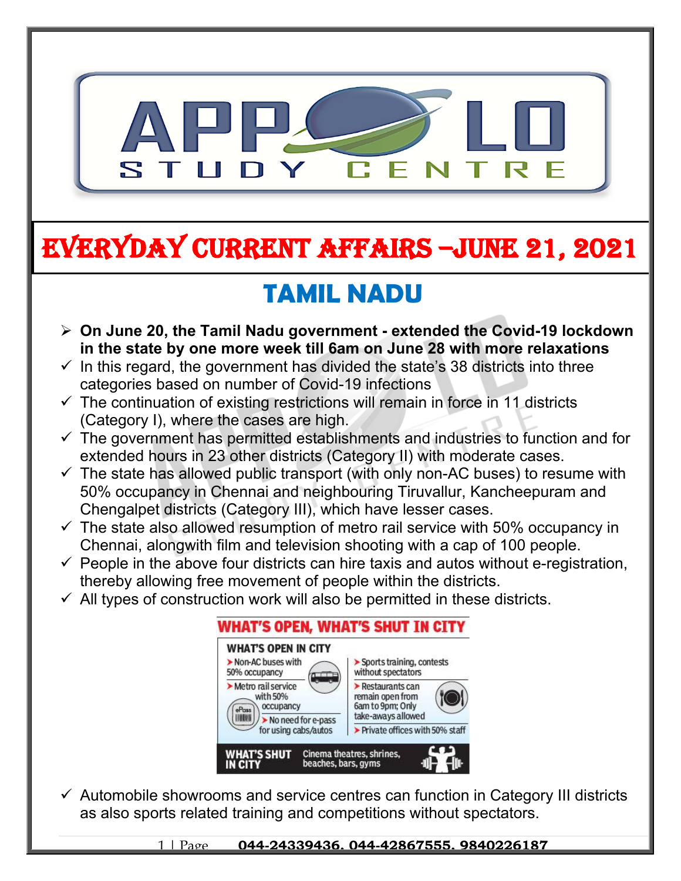# EVERYDAY CURRENT AFFAIRS –JUNE 21, 2021

## TAMIL NADU

- **On June 20, the Tamil Nadu government - extended the Covid-19 lockdown in the state by one more week till 6am on June 28 with more relaxations**
- ✓ In this regard, the government has divided the state's 38 districts into three categories based on number of Covid-19 infections
- ✓ The continuation of existing restrictions will remain in force in 11 districts (Category I), where the cases are high.
- ✓ The government has permitted establishments and industries to function and for extended hours in 23 other districts (Category II) with moderate cases.
- ✓ The state has allowed public transport (with only non-AC buses) to resume with 50% occupancy in Chennai and neighbouring Tiruvallur, Kancheepuram and Chengalpet districts (Category III), which have lesser cases.
- ✓ The state also allowed resumption of metro rail service with 50% occupancy in Chennai, alongwith film and television shooting with a cap of 100 people.
- ✓ People in the above four districts can hire taxis and autos without e-registration, thereby allowing free movement of people within the districts.
- ✓ All types of construction work will also be permitted in these districts.

**WHAT'S OPEN, WHAT'S SHUT IN CITY**

**WHAT'S OPEN IN CITY**

- Non-AC buses with 50% occupancy
- Metro rail service with 50% occupancy
- No need for e-pass for using cabs/autos
- Sports training, contests without spectators
- Restaurants can remain open from 6am to 9pm; Only take-aways allowed
- Private offices with 50% staff

**WHAT'S SHUT IN CITY** Cinema theatres, shrines, beaches, bars, gyms

- ✓ Automobile showrooms and service centres can function in Category III districts as also sports related training and competitions without spectators.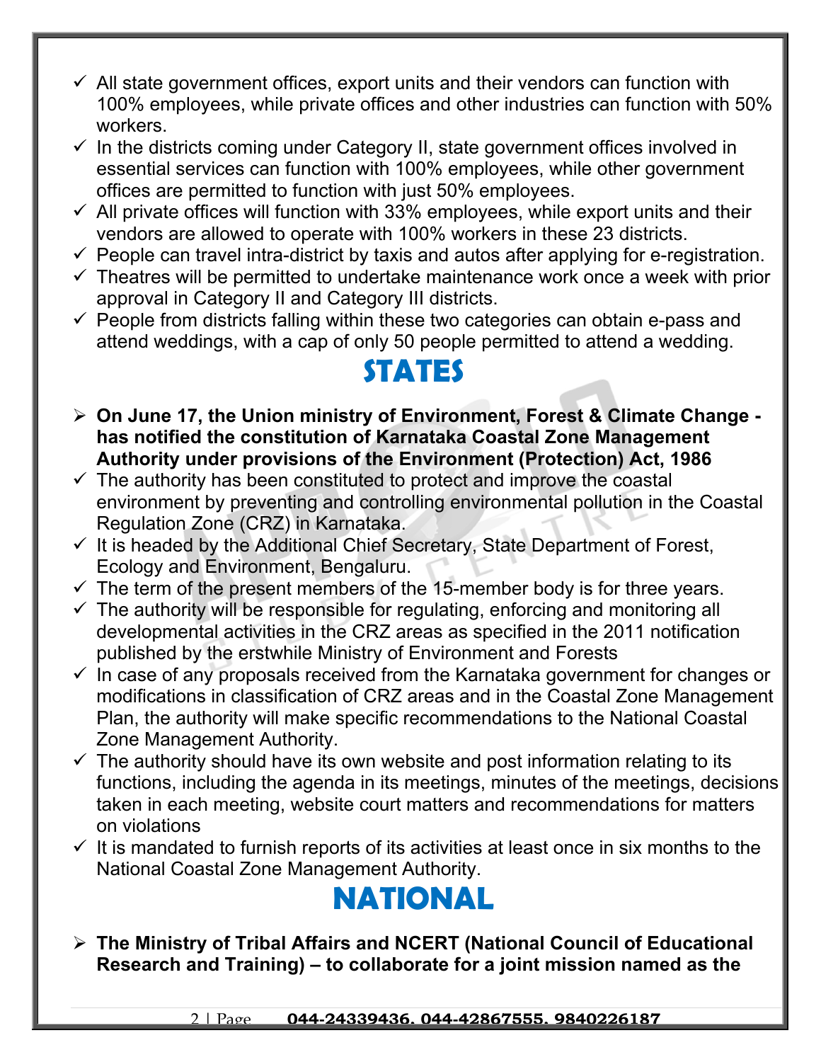- All state government offices, export units and their vendors can function with 100% employees, while private offices and other industries can function with 50% workers.
- In the districts coming under Category II, state government offices involved in essential services can function with 100% employees, while other government offices are permitted to function with just 50% employees.
- All private offices will function with 33% employees, while export units and their vendors are allowed to operate with 100% workers in these 23 districts.
- People can travel intra-district by taxis and autos after applying for e-registration.
- Theatres will be permitted to undertake maintenance work once a week with prior approval in Category II and Category III districts.
- People from districts falling within these two categories can obtain e-pass and attend weddings, with a cap of only 50 people permitted to attend a wedding.

# STATES

- **On June 17, the Union ministry of Environment, Forest & Climate Change - has notified the constitution of Karnataka Coastal Zone Management Authority under provisions of the Environment (Protection) Act, 1986**
  - The authority has been constituted to protect and improve the coastal environment by preventing and controlling environmental pollution in the Coastal Regulation Zone (CRZ) in Karnataka.
  - It is headed by the Additional Chief Secretary, State Department of Forest, Ecology and Environment, Bengaluru.
  - The term of the present members of the 15-member body is for three years.
  - The authority will be responsible for regulating, enforcing and monitoring all developmental activities in the CRZ areas as specified in the 2011 notification published by the erstwhile Ministry of Environment and Forests
  - In case of any proposals received from the Karnataka government for changes or modifications in classification of CRZ areas and in the Coastal Zone Management Plan, the authority will make specific recommendations to the National Coastal Zone Management Authority.
  - The authority should have its own website and post information relating to its functions, including the agenda in its meetings, minutes of the meetings, decisions taken in each meeting, website court matters and recommendations for matters on violations
  - It is mandated to furnish reports of its activities at least once in six months to the National Coastal Zone Management Authority.

# NATIONAL

- **The Ministry of Tribal Affairs and NCERT (National Council of Educational Research and Training) – to collaborate for a joint mission named as the**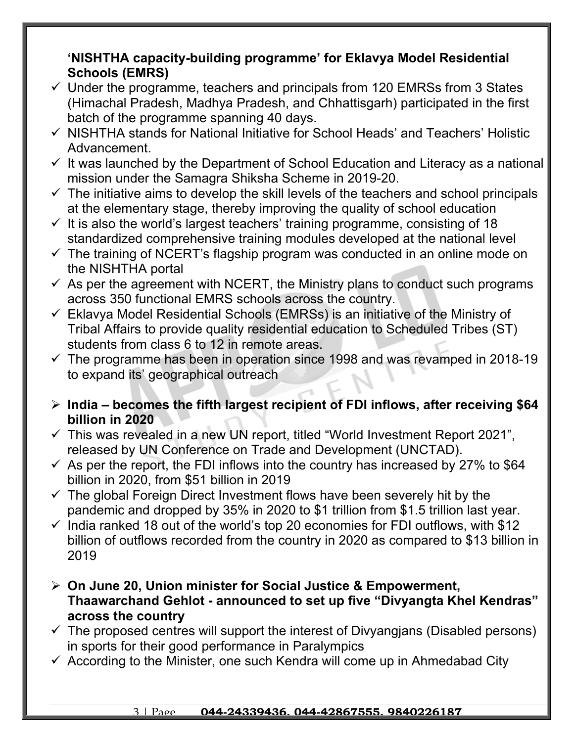**'NISHTHA capacity-building programme' for Eklavya Model Residential Schools (EMRS)**

- ✓ Under the programme, teachers and principals from 120 EMRSs from 3 States (Himachal Pradesh, Madhya Pradesh, and Chhattisgarh) participated in the first batch of the programme spanning 40 days.
- ✓ NISHTHA stands for National Initiative for School Heads' and Teachers' Holistic Advancement.
- ✓ It was launched by the Department of School Education and Literacy as a national mission under the Samagra Shiksha Scheme in 2019-20.
- ✓ The initiative aims to develop the skill levels of the teachers and school principals at the elementary stage, thereby improving the quality of school education
- ✓ It is also the world's largest teachers' training programme, consisting of 18 standardized comprehensive training modules developed at the national level
- ✓ The training of NCERT's flagship program was conducted in an online mode on the NISHTHA portal
- ✓ As per the agreement with NCERT, the Ministry plans to conduct such programs across 350 functional EMRS schools across the country.
- ✓ Eklavya Model Residential Schools (EMRSs) is an initiative of the Ministry of Tribal Affairs to provide quality residential education to Scheduled Tribes (ST) students from class 6 to 12 in remote areas.
- ✓ The programme has been in operation since 1998 and was revamped in 2018-19 to expand its' geographical outreach

- ➢ **India – becomes the fifth largest recipient of FDI inflows, after receiving $64 billion in 2020**

- ✓ This was revealed in a new UN report, titled "World Investment Report 2021", released by UN Conference on Trade and Development (UNCTAD).
- ✓ As per the report, the FDI inflows into the country has increased by 27% to $64 billion in 2020, from $51 billion in 2019
- ✓ The global Foreign Direct Investment flows have been severely hit by the pandemic and dropped by 35% in 2020 to $1 trillion from $1.5 trillion last year.
- ✓ India ranked 18 out of the world's top 20 economies for FDI outflows, with $12 billion of outflows recorded from the country in 2020 as compared to $13 billion in 2019

- ➢ **On June 20, Union minister for Social Justice & Empowerment, Thaawarchand Gehlot - announced to set up five "Divyangta Khel Kendras" across the country**

- ✓ The proposed centres will support the interest of Divyangjans (Disabled persons) in sports for their good performance in Paralympics
- ✓ According to the Minister, one such Kendra will come up in Ahmedabad City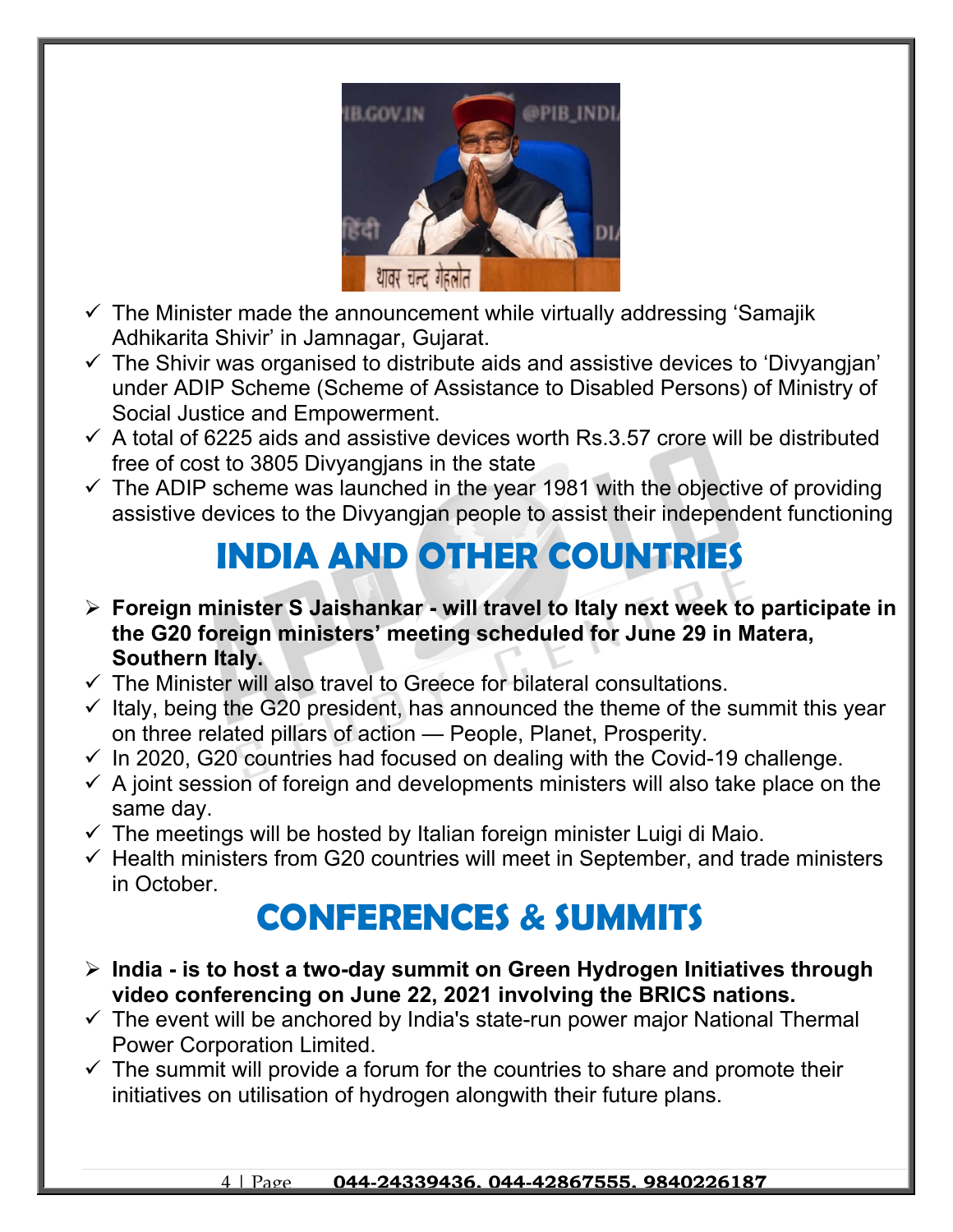- ✓ The Minister made the announcement while virtually addressing 'Samajik Adhikarita Shivir' in Jamnagar, Gujarat.
- ✓ The Shivir was organised to distribute aids and assistive devices to 'Divyangjan' under ADIP Scheme (Scheme of Assistance to Disabled Persons) of Ministry of Social Justice and Empowerment.
- ✓ A total of 6225 aids and assistive devices worth Rs.3.57 crore will be distributed free of cost to 3805 Divyangjans in the state
- ✓ The ADIP scheme was launched in the year 1981 with the objective of providing assistive devices to the Divyangjan people to assist their independent functioning

# INDIA AND OTHER COUNTRIES

- ➢ **Foreign minister S Jaishankar - will travel to Italy next week to participate in the G20 foreign ministers' meeting scheduled for June 29 in Matera, Southern Italy.**
- ✓ The Minister will also travel to Greece for bilateral consultations.
- ✓ Italy, being the G20 president, has announced the theme of the summit this year on three related pillars of action — People, Planet, Prosperity.
- ✓ In 2020, G20 countries had focused on dealing with the Covid-19 challenge.
- ✓ A joint session of foreign and developments ministers will also take place on the same day.
- ✓ The meetings will be hosted by Italian foreign minister Luigi di Maio.
- ✓ Health ministers from G20 countries will meet in September, and trade ministers in October.

# CONFERENCES & SUMMITS

- ➢ **India - is to host a two-day summit on Green Hydrogen Initiatives through video conferencing on June 22, 2021 involving the BRICS nations.**
- ✓ The event will be anchored by India's state-run power major National Thermal Power Corporation Limited.
- ✓ The summit will provide a forum for the countries to share and promote their initiatives on utilisation of hydrogen alongwith their future plans.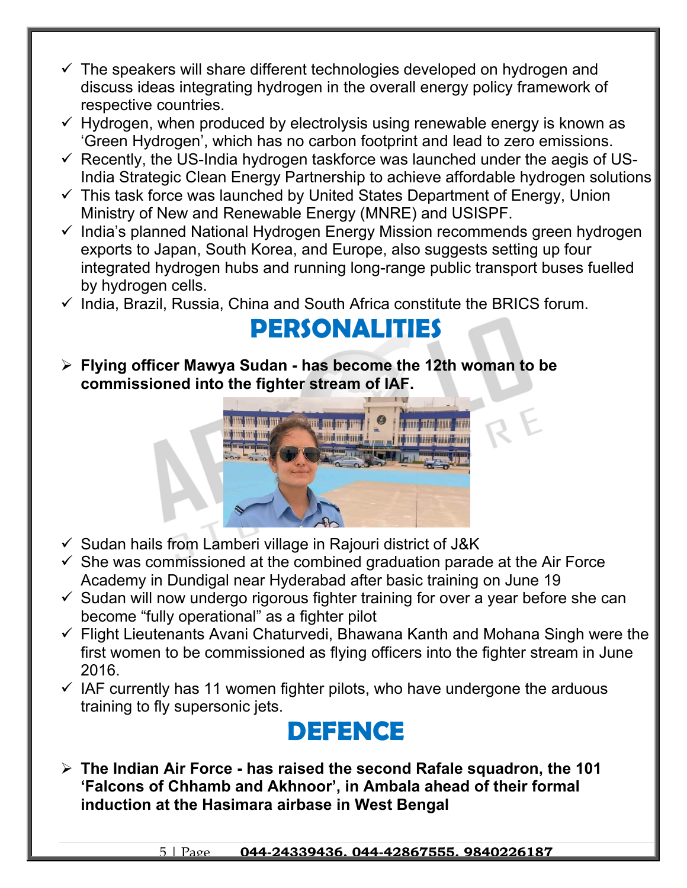- ✓ The speakers will share different technologies developed on hydrogen and discuss ideas integrating hydrogen in the overall energy policy framework of respective countries.
- ✓ Hydrogen, when produced by electrolysis using renewable energy is known as 'Green Hydrogen', which has no carbon footprint and lead to zero emissions.
- ✓ Recently, the US-India hydrogen taskforce was launched under the aegis of US-India Strategic Clean Energy Partnership to achieve affordable hydrogen solutions
- ✓ This task force was launched by United States Department of Energy, Union Ministry of New and Renewable Energy (MNRE) and USISPF.
- ✓ India's planned National Hydrogen Energy Mission recommends green hydrogen exports to Japan, South Korea, and Europe, also suggests setting up four integrated hydrogen hubs and running long-range public transport buses fuelled by hydrogen cells.
- ✓ India, Brazil, Russia, China and South Africa constitute the BRICS forum.

# PERSONALITIES

- **Flying officer Mawya Sudan - has become the 12th woman to be commissioned into the fighter stream of IAF.**

- ✓ Sudan hails from Lamberi village in Rajouri district of J&K
- ✓ She was commissioned at the combined graduation parade at the Air Force Academy in Dundigal near Hyderabad after basic training on June 19
- ✓ Sudan will now undergo rigorous fighter training for over a year before she can become "fully operational" as a fighter pilot
- ✓ Flight Lieutenants Avani Chaturvedi, Bhawana Kanth and Mohana Singh were the first women to be commissioned as flying officers into the fighter stream in June 2016.
- ✓ IAF currently has 11 women fighter pilots, who have undergone the arduous training to fly supersonic jets.

# DEFENCE

- **The Indian Air Force - has raised the second Rafale squadron, the 101 'Falcons of Chhamb and Akhnoor', in Ambala ahead of their formal induction at the Hasimara airbase in West Bengal**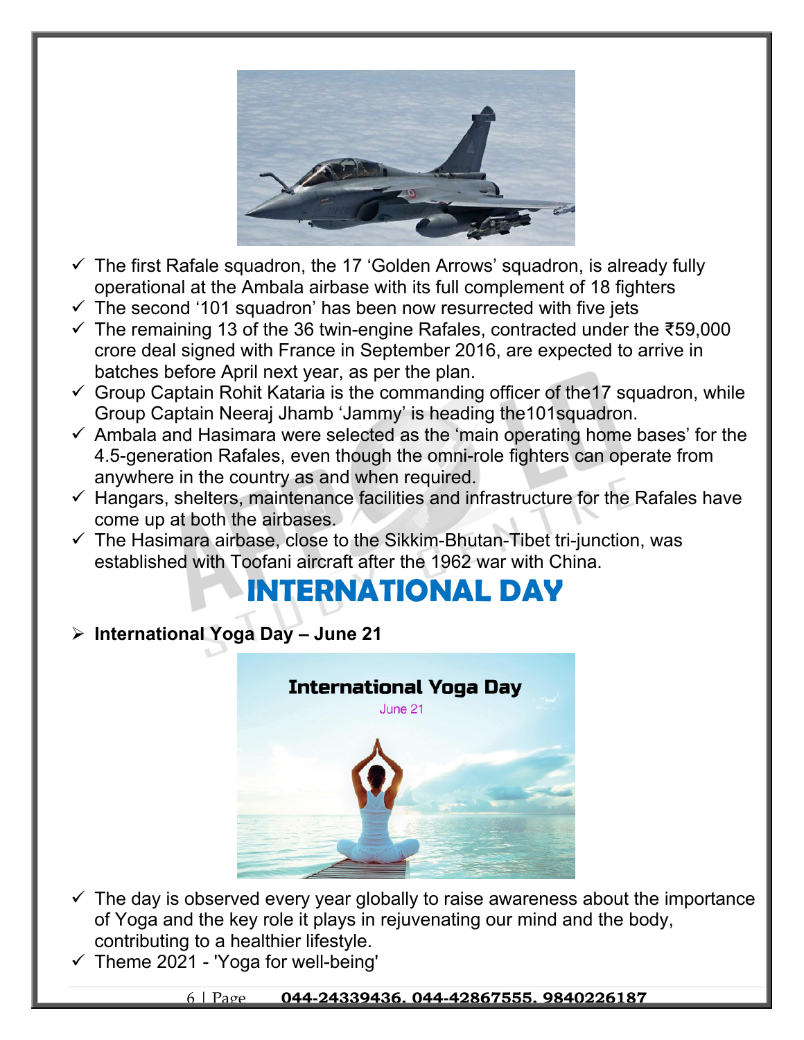- The first Rafale squadron, the 17 ‘Golden Arrows’ squadron, is already fully operational at the Ambala airbase with its full complement of 18 fighters
- The second ‘101 squadron’ has been now resurrected with five jets
- The remaining 13 of the 36 twin-engine Rafales, contracted under the ₹59,000 crore deal signed with France in September 2016, are expected to arrive in batches before April next year, as per the plan.
- Group Captain Rohit Kataria is the commanding officer of the17 squadron, while Group Captain Neeraj Jhamb ‘Jammy’ is heading the101squadron.
- Ambala and Hasimara were selected as the ‘main operating home bases’ for the 4.5-generation Rafales, even though the omni-role fighters can operate from anywhere in the country as and when required.
- Hangars, shelters, maintenance facilities and infrastructure for the Rafales have come up at both the airbases.
- The Hasimara airbase, close to the Sikkim-Bhutan-Tibet tri-junction, was established with Toofani aircraft after the 1962 war with China.

# INTERNATIONAL DAY

- **International Yoga Day – June 21**

- The day is observed every year globally to raise awareness about the importance of Yoga and the key role it plays in rejuvenating our mind and the body, contributing to a healthier lifestyle.
- Theme 2021 - 'Yoga for well-being'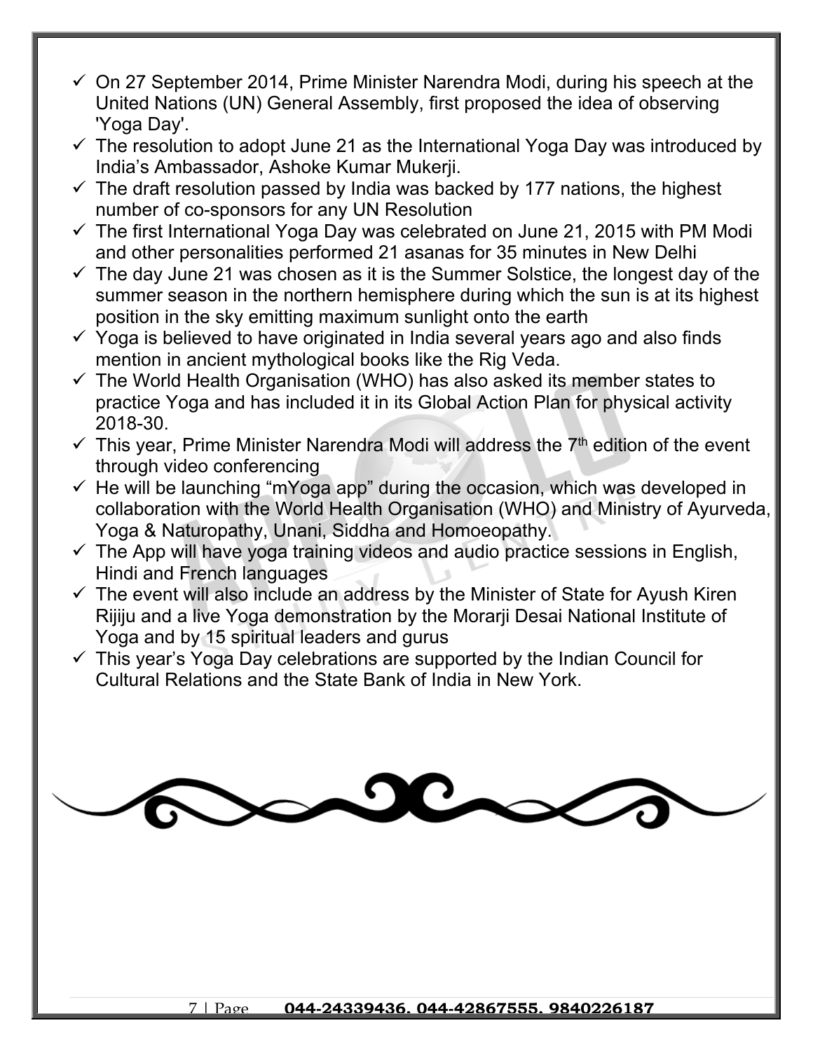- On 27 September 2014, Prime Minister Narendra Modi, during his speech at the United Nations (UN) General Assembly, first proposed the idea of observing 'Yoga Day'.
- The resolution to adopt June 21 as the International Yoga Day was introduced by India's Ambassador, Ashoke Kumar Mukerji.
- The draft resolution passed by India was backed by 177 nations, the highest number of co-sponsors for any UN Resolution
- The first International Yoga Day was celebrated on June 21, 2015 with PM Modi and other personalities performed 21 asanas for 35 minutes in New Delhi
- The day June 21 was chosen as it is the Summer Solstice, the longest day of the summer season in the northern hemisphere during which the sun is at its highest position in the sky emitting maximum sunlight onto the earth
- Yoga is believed to have originated in India several years ago and also finds mention in ancient mythological books like the Rig Veda.
- The World Health Organisation (WHO) has also asked its member states to practice Yoga and has included it in its Global Action Plan for physical activity 2018-30.
- This year, Prime Minister Narendra Modi will address the 7th edition of the event through video conferencing
- He will be launching "mYoga app" during the occasion, which was developed in collaboration with the World Health Organisation (WHO) and Ministry of Ayurveda, Yoga & Naturopathy, Unani, Siddha and Homoeopathy.
- The App will have yoga training videos and audio practice sessions in English, Hindi and French languages
- The event will also include an address by the Minister of State for Ayush Kiren Rijiju and a live Yoga demonstration by the Morarji Desai National Institute of Yoga and by 15 spiritual leaders and gurus
- This year's Yoga Day celebrations are supported by the Indian Council for Cultural Relations and the State Bank of India in New York.